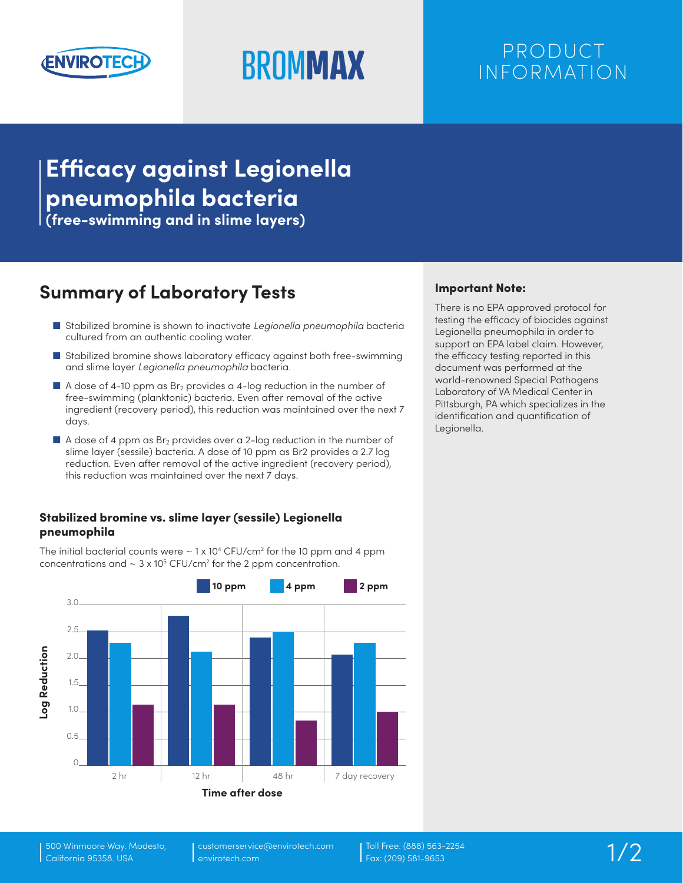ENVIROTECH

BROMMAX

PRODUCT INFORMATION

# Efficacy against Legionella pneumophila bacteria

**(free-swimming and in slime layers)**

## Summary of Laboratory Tests

- Stabilized bromine is shown to inactivate *Legionella pneumophila* bacteria cultured from an authentic cooling water.
- Stabilized bromine shows laboratory efficacy against both free-swimming and slime layer *Legionella pneumophila* bacteria.
- A dose of 4-10 ppm as $Br_2$ provides a 4-log reduction in the number of free-swimming (planktonic) bacteria. Even after removal of the active ingredient (recovery period), this reduction was maintained over the next 7 days.
- A dose of 4 ppm as $Br_2$ provides over a 2-log reduction in the number of slime layer (sessile) bacteria. A dose of 10 ppm as Br2 provides a 2.7 log reduction. Even after removal of the active ingredient (recovery period), this reduction was maintained over the next 7 days.

### Stabilized bromine vs. slime layer (sessile) Legionella pneumophila

The initial bacterial counts were ~ $1 \times 10^4$ CFU/cm$^2$ for the 10 ppm and 4 ppm concentrations and ~ $3 \times 10^5$ CFU/cm$^2$ for the 2 ppm concentration.

10 ppm
4 ppm
2 ppm

Log Reduction

3.0
2.5
2.0
1.5
1.0
0.5
0

2 hr
12 hr
48 hr
7 day recovery

Time after dose

### Important Note:

There is no EPA approved protocol for testing the efficacy of biocides against Legionella pneumophila in order to support an EPA label claim. However, the efficacy testing reported in this document was performed at the world-renowned Special Pathogens Laboratory of VA Medical Center in Pittsburgh, PA which specializes in the identification and quantification of Legionella.

500 Winmoore Way. Modesto, California 95358. USA
customerservice@envirotech.com
envirotech.com
Toll Free: (888) 563-2254
Fax: (209) 581-9653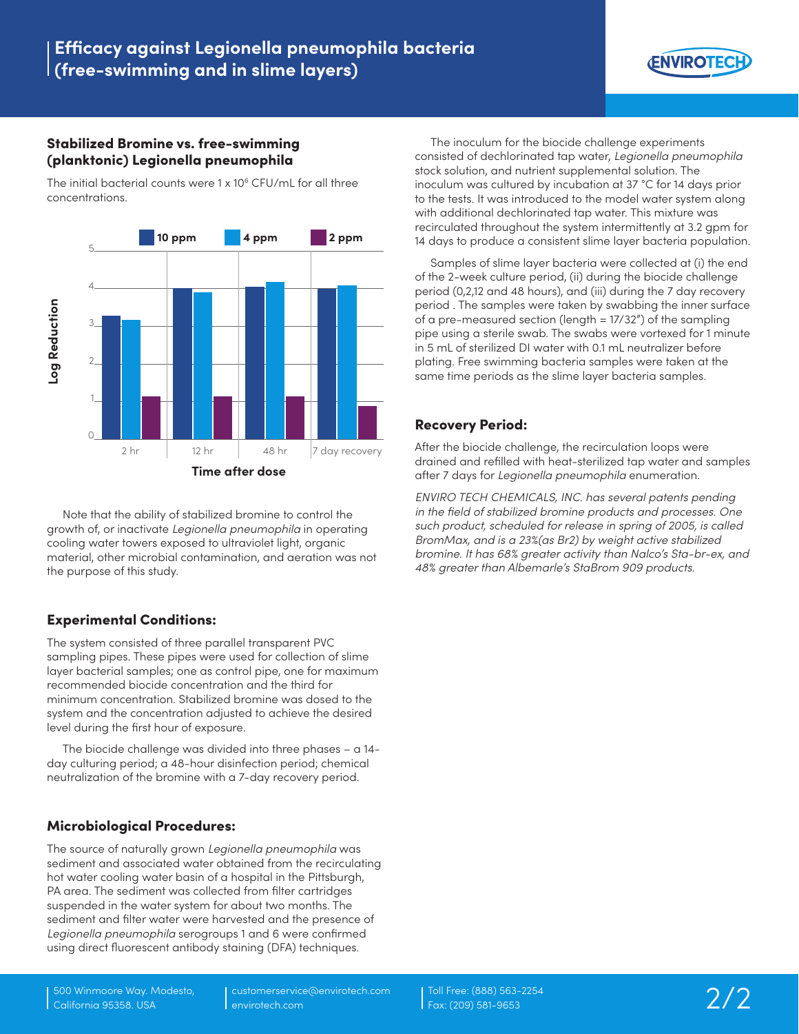# Efficacy against Legionella pneumophila bacteria (free-swimming and in slime layers)

### Stabilized Bromine vs. free-swimming (planktonic) Legionella pneumophila

The initial bacterial counts were 1 x $10^6$ CFU/mL for all three concentrations.

10 ppm
4 ppm
2 ppm

Log Reduction

0
1
2
3
4
5

2 hr
12 hr
48 hr
7 day recovery

Time after dose

Note that the ability of stabilized bromine to control the growth of, or inactivate *Legionella pneumophila* in operating cooling water towers exposed to ultraviolet light, organic material, other microbial contamination, and aeration was not the purpose of this study.

### Experimental Conditions:

The system consisted of three parallel transparent PVC sampling pipes. These pipes were used for collection of slime layer bacterial samples; one as control pipe, one for maximum recommended biocide concentration and the third for minimum concentration. Stabilized bromine was dosed to the system and the concentration adjusted to achieve the desired level during the first hour of exposure.

The biocide challenge was divided into three phases – a 14-day culturing period; a 48-hour disinfection period; chemical neutralization of the bromine with a 7-day recovery period.

### Microbiological Procedures:

The source of naturally grown *Legionella pneumophila* was sediment and associated water obtained from the recirculating hot water cooling water basin of a hospital in the Pittsburgh, PA area. The sediment was collected from filter cartridges suspended in the water system for about two months. The sediment and filter water were harvested and the presence of *Legionella pneumophila* serogroups 1 and 6 were confirmed using direct fluorescent antibody staining (DFA) techniques.

The inoculum for the biocide challenge experiments consisted of dechlorinated tap water, *Legionella pneumophila* stock solution, and nutrient supplemental solution. The inoculum was cultured by incubation at 37 °C for 14 days prior to the tests. It was introduced to the model water system along with additional dechlorinated tap water. This mixture was recirculated throughout the system intermittently at 3.2 gpm for 14 days to produce a consistent slime layer bacteria population.

Samples of slime layer bacteria were collected at (i) the end of the 2-week culture period, (ii) during the biocide challenge period (0,2,12 and 48 hours), and (iii) during the 7 day recovery period . The samples were taken by swabbing the inner surface of a pre-measured section (length = 17/32") of the sampling pipe using a sterile swab. The swabs were vortexed for 1 minute in 5 mL of sterilized DI water with 0.1 mL neutralizer before plating. Free swimming bacteria samples were taken at the same time periods as the slime layer bacteria samples.

### Recovery Period:

After the biocide challenge, the recirculation loops were drained and refilled with heat-sterilized tap water and samples after 7 days for *Legionella pneumophila* enumeration.

*ENVIRO TECH CHEMICALS, INC. has several patents pending in the field of stabilized bromine products and processes. One such product, scheduled for release in spring of 2005, is called BromMax, and is a 23%(as Br2) by weight active stabilized bromine. It has 68% greater activity than Nalco's Sta-br-ex, and 48% greater than Albemarle's StaBrom 909 products.*

500 Winmoore Way. Modesto, California 95358. USA
customerservice@envirotech.com
envirotech.com
Toll Free: (888) 563-2254
Fax: (209) 581-9653